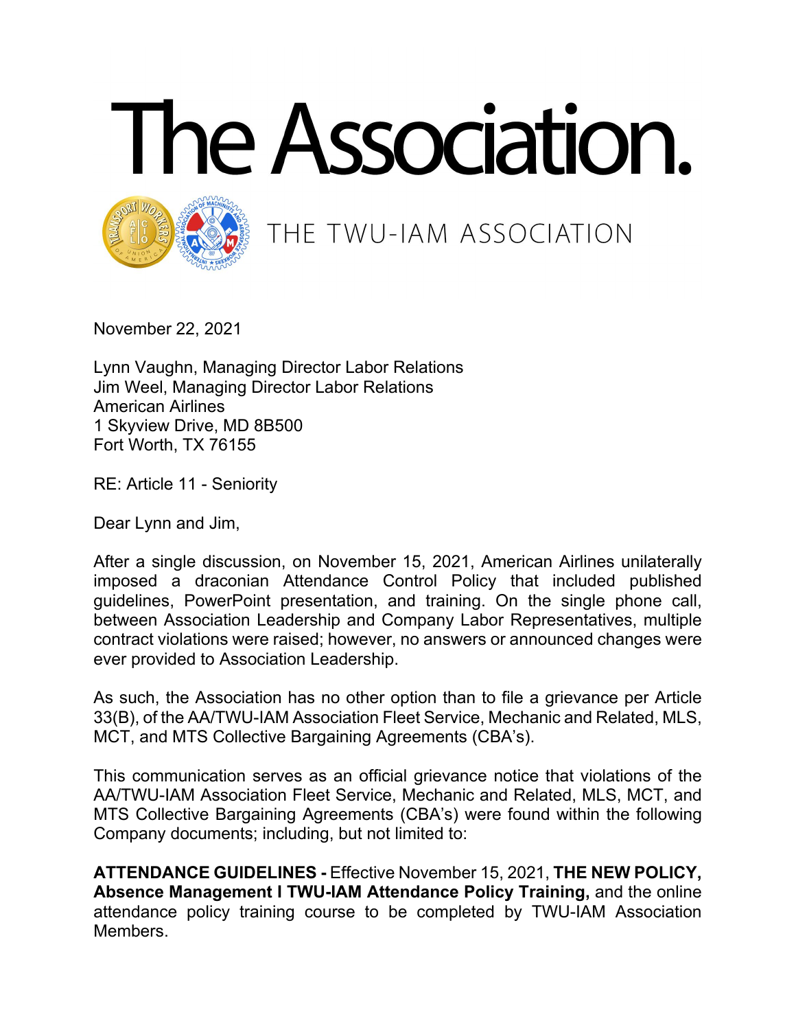# The Association.

THE TWU-IAM ASSOCIATION

November 22, 2021

Lynn Vaughn, Managing Director Labor Relations
Jim Weel, Managing Director Labor Relations
American Airlines
1 Skyview Drive, MD 8B500
Fort Worth, TX 76155

RE: Article 11 - Seniority

Dear Lynn and Jim,

After a single discussion, on November 15, 2021, American Airlines unilaterally imposed a draconian Attendance Control Policy that included published guidelines, PowerPoint presentation, and training. On the single phone call, between Association Leadership and Company Labor Representatives, multiple contract violations were raised; however, no answers or announced changes were ever provided to Association Leadership.

As such, the Association has no other option than to file a grievance per Article 33(B), of the AA/TWU-IAM Association Fleet Service, Mechanic and Related, MLS, MCT, and MTS Collective Bargaining Agreements (CBA's).

This communication serves as an official grievance notice that violations of the AA/TWU-IAM Association Fleet Service, Mechanic and Related, MLS, MCT, and MTS Collective Bargaining Agreements (CBA's) were found within the following Company documents; including, but not limited to:

**ATTENDANCE GUIDELINES -** Effective November 15, 2021, **THE NEW POLICY, Absence Management I TWU-IAM Attendance Policy Training,** and the online attendance policy training course to be completed by TWU-IAM Association Members.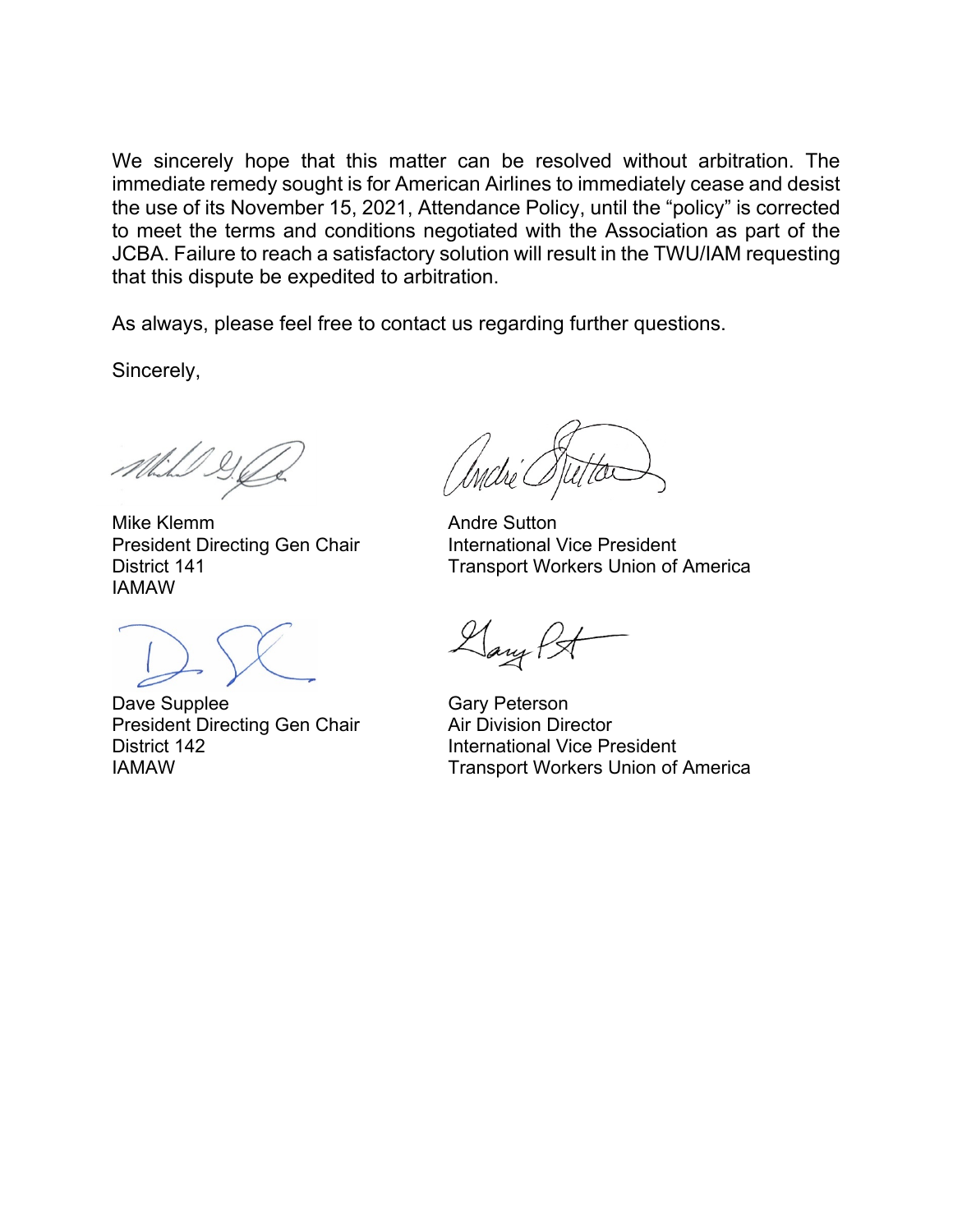We sincerely hope that this matter can be resolved without arbitration. The immediate remedy sought is for American Airlines to immediately cease and desist the use of its November 15, 2021, Attendance Policy, until the "policy" is corrected to meet the terms and conditions negotiated with the Association as part of the JCBA. Failure to reach a satisfactory solution will result in the TWU/IAM requesting that this dispute be expedited to arbitration.

As always, please feel free to contact us regarding further questions.

Sincerely,

Mike Klemm
President Directing Gen Chair
District 141
IAMAW

Andre Sutton
International Vice President
Transport Workers Union of America

Dave Supplee
President Directing Gen Chair
District 142
IAMAW

Gary Peterson
Air Division Director
International Vice President
Transport Workers Union of America